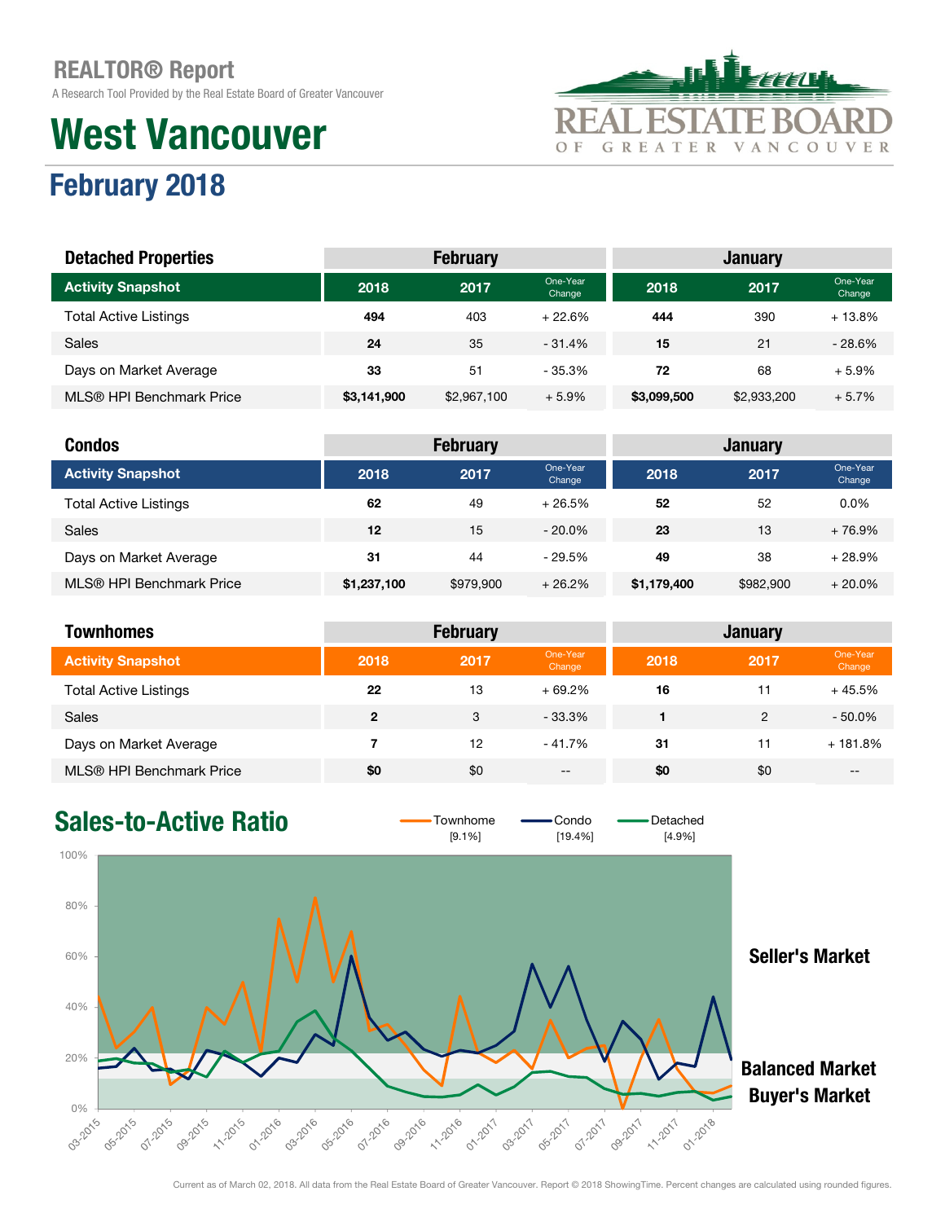# REALTOR® Report

A Research Tool Provided by the Real Estate Board of Greater Vancouver

REAL ESTATE BOARD OF GREATER VANCOUVER

# West Vancouver

## February 2018

| Detached Properties | February | | | January | | |
|---|---|---|---|---|---|---|
| **Activity Snapshot** | **2018** | **2017** | **One-Year Change** | **2018** | **2017** | **One-Year Change** |
| Total Active Listings | **494** | 403 | + 22.6% | **444** | 390 | + 13.8% |
| Sales | **24** | 35 | - 31.4% | **15** | 21 | - 28.6% |
| Days on Market Average | **33** | 51 | - 35.3% | **72** | 68 | + 5.9% |
| MLS® HPI Benchmark Price | **$3,141,900** | $2,967,100 | + 5.9% | **$3,099,500** | $2,933,200 | + 5.7% |

| Condos | February | | | January | | |
|---|---|---|---|---|---|---|
| **Activity Snapshot** | **2018** | **2017** | **One-Year Change** | **2018** | **2017** | **One-Year Change** |
| Total Active Listings | **62** | 49 | + 26.5% | **52** | 52 | 0.0% |
| Sales | **12** | 15 | - 20.0% | **23** | 13 | + 76.9% |
| Days on Market Average | **31** | 44 | - 29.5% | **49** | 38 | + 28.9% |
| MLS® HPI Benchmark Price | **$1,237,100** | $979,900 | + 26.2% | **$1,179,400** | $982,900 | + 20.0% |

| Townhomes | February | | | January | | |
|---|---|---|---|---|---|---|
| **Activity Snapshot** | **2018** | **2017** | **One-Year Change** | **2018** | **2017** | **One-Year Change** |
| Total Active Listings | **22** | 13 | + 69.2% | **16** | 11 | + 45.5% |
| Sales | **2** | 3 | - 33.3% | **1** | 2 | - 50.0% |
| Days on Market Average | **7** | 12 | - 41.7% | **31** | 11 | + 181.8% |
| MLS® HPI Benchmark Price | **$0** | $0 | -- | **$0** | $0 | -- |

## Sales-to-Active Ratio

Townhome [9.1%] | Condo [19.4%] | Detached [4.9%]

Seller's Market

Balanced Market

Buyer's Market

Current as of March 02, 2018. All data from the Real Estate Board of Greater Vancouver. Report © 2018 ShowingTime. Percent changes are calculated using rounded figures.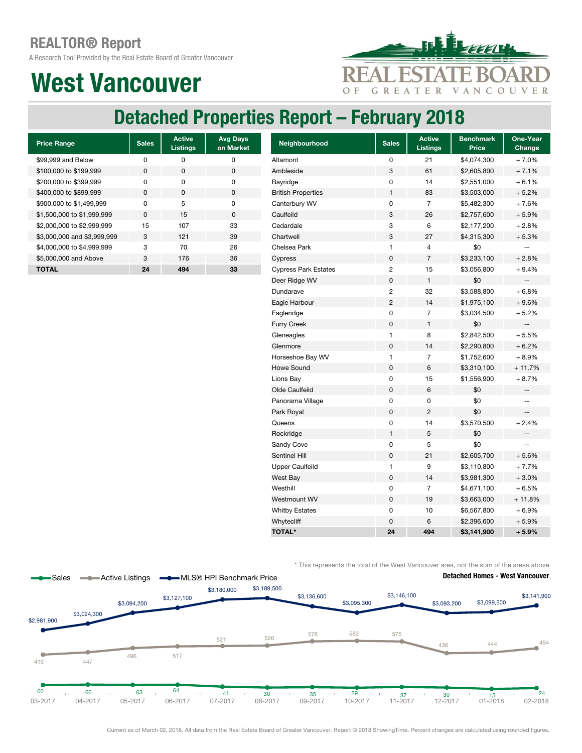# REALTOR® Report

A Research Tool Provided by the Real Estate Board of Greater Vancouver

# West Vancouver

## Detached Properties Report – February 2018

| Price Range | Sales | Active Listings | Avg Days on Market |
|---|---|---|---|
| $99,999 and Below | 0 | 0 | 0 |
| $100,000 to $199,999 | 0 | 0 | 0 |
| $200,000 to $399,999 | 0 | 0 | 0 |
| $400,000 to $899,999 | 0 | 0 | 0 |
| $900,000 to $1,499,999 | 0 | 5 | 0 |
| $1,500,000 to $1,999,999 | 0 | 15 | 0 |
| $2,000,000 to $2,999,999 | 15 | 107 | 33 |
| $3,000,000 and $3,999,999 | 3 | 121 | 39 |
| $4,000,000 to $4,999,999 | 3 | 70 | 26 |
| $5,000,000 and Above | 3 | 176 | 36 |
| **TOTAL** | **24** | **494** | **33** |

| Neighbourhood | Sales | Active Listings | Benchmark Price | One-Year Change |
|---|---|---|---|---|
| Altamont | 0 | 21 | $4,074,300 | + 7.0% |
| Ambleside | 3 | 61 | $2,605,800 | + 7.1% |
| Bayridge | 0 | 14 | $2,551,000 | + 6.1% |
| British Properties | 1 | 83 | $3,503,000 | + 5.2% |
| Canterbury WV | 0 | 7 | $5,482,300 | + 7.6% |
| Caulfeild | 3 | 26 | $2,757,600 | + 5.9% |
| Cedardale | 3 | 6 | $2,177,200 | + 2.8% |
| Chartwell | 3 | 27 | $4,315,300 | + 5.3% |
| Chelsea Park | 1 | 4 | $0 | -- |
| Cypress | 0 | 7 | $3,233,100 | + 2.8% |
| Cypress Park Estates | 2 | 15 | $3,056,800 | + 9.4% |
| Deer Ridge WV | 0 | 1 | $0 | -- |
| Dundarave | 2 | 32 | $3,588,800 | + 6.8% |
| Eagle Harbour | 2 | 14 | $1,975,100 | + 9.6% |
| Eagleridge | 0 | 7 | $3,034,500 | + 5.2% |
| Furry Creek | 0 | 1 | $0 | -- |
| Gleneagles | 1 | 8 | $2,842,500 | + 5.5% |
| Glenmore | 0 | 14 | $2,290,800 | + 6.2% |
| Horseshoe Bay WV | 1 | 7 | $1,752,600 | + 8.9% |
| Howe Sound | 0 | 6 | $3,310,100 | + 11.7% |
| Lions Bay | 0 | 15 | $1,556,900 | + 8.7% |
| Olde Caulfeild | 0 | 6 | $0 | -- |
| Panorama Village | 0 | 0 | $0 | -- |
| Park Royal | 0 | 2 | $0 | -- |
| Queens | 0 | 14 | $3,570,500 | + 2.4% |
| Rockridge | 1 | 5 | $0 | -- |
| Sandy Cove | 0 | 5 | $0 | -- |
| Sentinel Hill | 0 | 21 | $2,605,700 | + 5.6% |
| Upper Caulfeild | 1 | 9 | $3,110,800 | + 7.7% |
| West Bay | 0 | 14 | $3,981,300 | + 3.0% |
| Westhill | 0 | 7 | $4,671,100 | + 6.5% |
| Westmount WV | 0 | 19 | $3,663,000 | + 11.8% |
| Whitby Estates | 0 | 10 | $6,567,800 | + 6.9% |
| Whytecliff | 0 | 6 | $2,396,600 | + 5.9% |
| **TOTAL*** | **24** | **494** | **$3,141,900** | **+ 5.9%** |

* This represents the total of the West Vancouver area, not the sum of the areas above.

**Detached Homes - West Vancouver**

| Month | Sales | Active Listings | MLS® HPI Benchmark Price |
|---|---|---|---|
| 03-2017 | 60 | 419 | $2,981,900 |
| 04-2017 | 66 | 447 | $3,024,300 |
| 05-2017 | 63 | 496 | $3,094,200 |
| 06-2017 | 64 | 517 | $3,127,100 |
| 07-2017 | 41 | 521 | $3,180,000 |
| 08-2017 | 30 | 526 | $3,189,500 |
| 09-2017 | 35 | 576 | $3,136,600 |
| 10-2017 | 29 | 582 | $3,095,300 |
| 11-2017 | 37 | 575 | $3,146,100 |
| 12-2017 | 30 | 436 | $3,093,200 |
| 01-2018 | 15 | 444 | $3,099,500 |
| 02-2018 | 24 | 494 | $3,141,900 |

Current as of March 02, 2018. All data from the Real Estate Board of Greater Vancouver. Report © 2018 ShowingTime. Percent changes are calculated using rounded figures.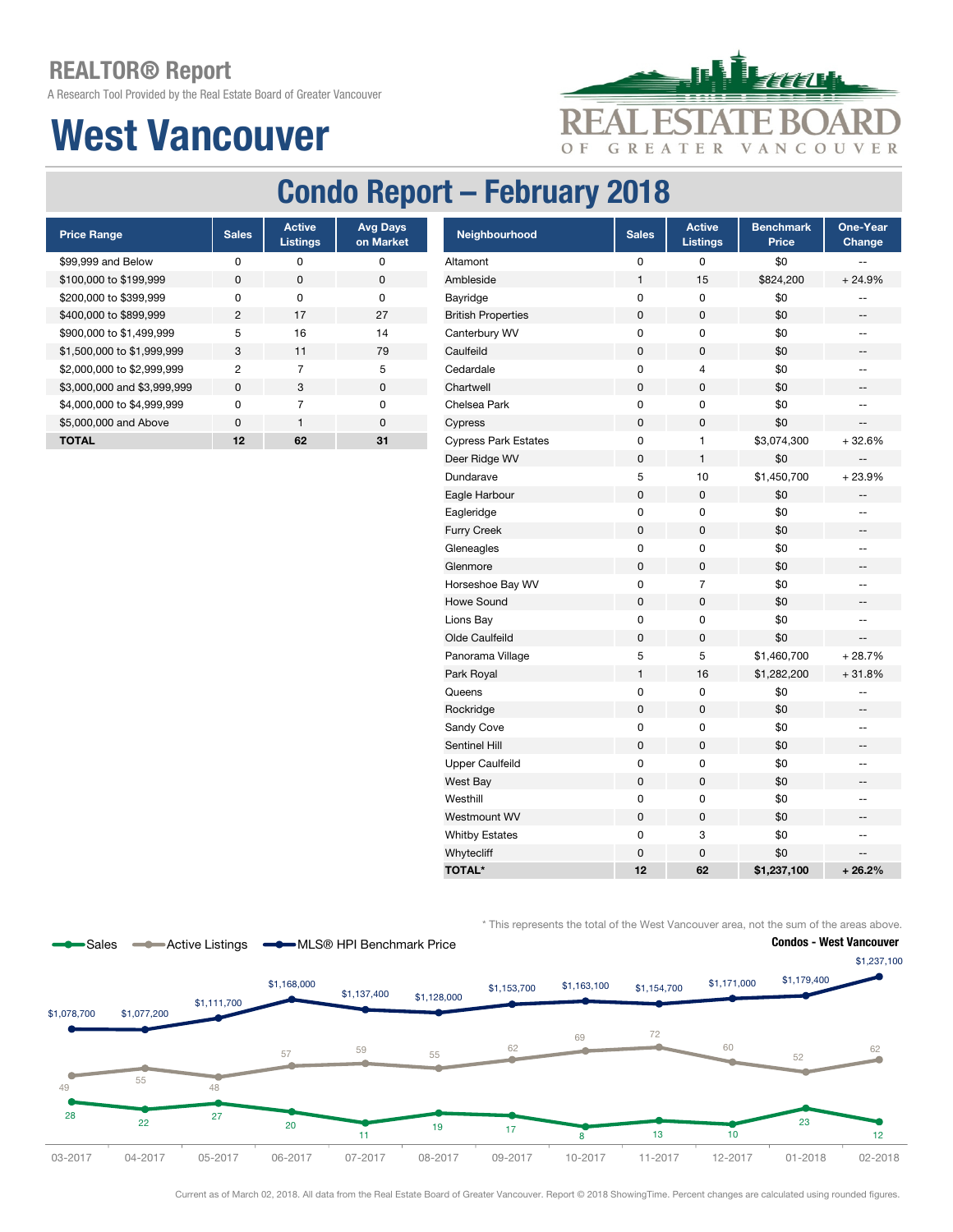# REALTOR® Report

A Research Tool Provided by the Real Estate Board of Greater Vancouver

# West Vancouver

## Condo Report – February 2018

| Price Range | Sales | Active Listings | Avg Days on Market |
|---|---|---|---|
| $99,999 and Below | 0 | 0 | 0 |
| $100,000 to $199,999 | 0 | 0 | 0 |
| $200,000 to $399,999 | 0 | 0 | 0 |
| $400,000 to $899,999 | 2 | 17 | 27 |
| $900,000 to $1,499,999 | 5 | 16 | 14 |
| $1,500,000 to $1,999,999 | 3 | 11 | 79 |
| $2,000,000 to $2,999,999 | 2 | 7 | 5 |
| $3,000,000 and $3,999,999 | 0 | 3 | 0 |
| $4,000,000 to $4,999,999 | 0 | 7 | 0 |
| $5,000,000 and Above | 0 | 1 | 0 |
| **TOTAL** | **12** | **62** | **31** |

| Neighbourhood | Sales | Active Listings | Benchmark Price | One-Year Change |
|---|---|---|---|---|
| Altamont | 0 | 0 | $0 | -- |
| Ambleside | 1 | 15 | $824,200 | + 24.9% |
| Bayridge | 0 | 0 | $0 | -- |
| British Properties | 0 | 0 | $0 | -- |
| Canterbury WV | 0 | 0 | $0 | -- |
| Caulfeild | 0 | 0 | $0 | -- |
| Cedardale | 0 | 4 | $0 | -- |
| Chartwell | 0 | 0 | $0 | -- |
| Chelsea Park | 0 | 0 | $0 | -- |
| Cypress | 0 | 0 | $0 | -- |
| Cypress Park Estates | 0 | 1 | $3,074,300 | + 32.6% |
| Deer Ridge WV | 0 | 1 | $0 | -- |
| Dundarave | 5 | 10 | $1,450,700 | + 23.9% |
| Eagle Harbour | 0 | 0 | $0 | -- |
| Eagleridge | 0 | 0 | $0 | -- |
| Furry Creek | 0 | 0 | $0 | -- |
| Gleneagles | 0 | 0 | $0 | -- |
| Glenmore | 0 | 0 | $0 | -- |
| Horseshoe Bay WV | 0 | 7 | $0 | -- |
| Howe Sound | 0 | 0 | $0 | -- |
| Lions Bay | 0 | 0 | $0 | -- |
| Olde Caulfeild | 0 | 0 | $0 | -- |
| Panorama Village | 5 | 5 | $1,460,700 | + 28.7% |
| Park Royal | 1 | 16 | $1,282,200 | + 31.8% |
| Queens | 0 | 0 | $0 | -- |
| Rockridge | 0 | 0 | $0 | -- |
| Sandy Cove | 0 | 0 | $0 | -- |
| Sentinel Hill | 0 | 0 | $0 | -- |
| Upper Caulfeild | 0 | 0 | $0 | -- |
| West Bay | 0 | 0 | $0 | -- |
| Westhill | 0 | 0 | $0 | -- |
| Westmount WV | 0 | 0 | $0 | -- |
| Whitby Estates | 0 | 3 | $0 | -- |
| Whytecliff | 0 | 0 | $0 | -- |
| **TOTAL*** | **12** | **62** | **$1,237,100** | **+ 26.2%** |

\* This represents the total of the West Vancouver area, not the sum of the areas above.

**Condos - West Vancouver**

| Month | Sales | Active Listings | MLS® HPI Benchmark Price |
|---|---|---|---|
| 03-2017 | 28 | 49 | $1,078,700 |
| 04-2017 | 22 | 55 | $1,077,200 |
| 05-2017 | 27 | 48 | $1,111,700 |
| 06-2017 | 20 | 57 | $1,168,000 |
| 07-2017 | 11 | 59 | $1,137,400 |
| 08-2017 | 19 | 55 | $1,128,000 |
| 09-2017 | 17 | 62 | $1,153,700 |
| 10-2017 | 8 | 69 | $1,163,100 |
| 11-2017 | 13 | 72 | $1,154,700 |
| 12-2017 | 10 | 60 | $1,171,000 |
| 01-2018 | 23 | 52 | $1,179,400 |
| 02-2018 | 12 | 62 | $1,237,100 |

Current as of March 02, 2018. All data from the Real Estate Board of Greater Vancouver. Report © 2018 ShowingTime. Percent changes are calculated using rounded figures.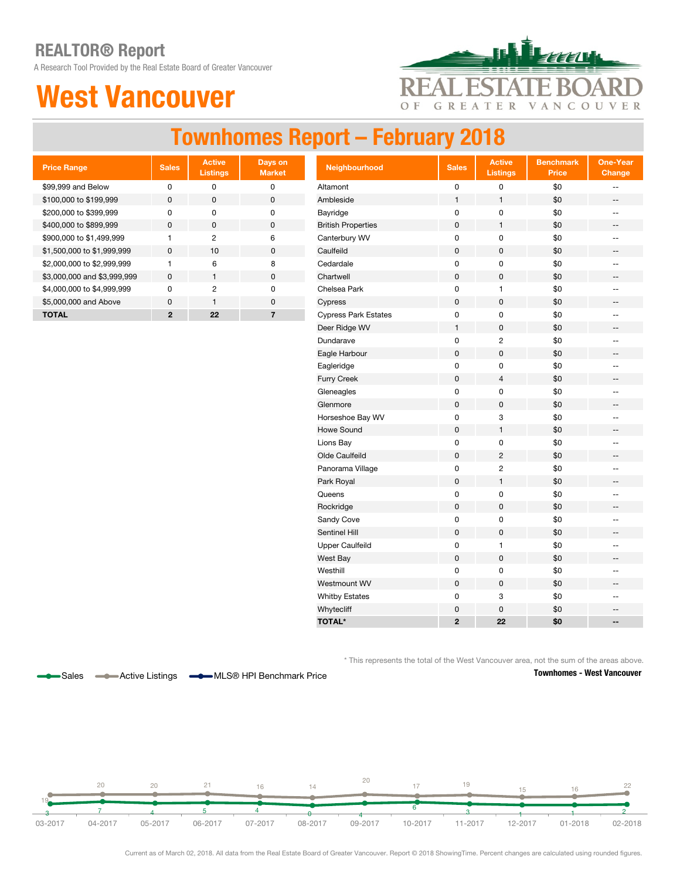# REALTOR® Report

A Research Tool Provided by the Real Estate Board of Greater Vancouver

# West Vancouver

## Townhomes Report – February 2018

| Price Range | Sales | Active Listings | Days on Market |
|---|---|---|---|
| $99,999 and Below | 0 | 0 | 0 |
| $100,000 to $199,999 | 0 | 0 | 0 |
| $200,000 to $399,999 | 0 | 0 | 0 |
| $400,000 to $899,999 | 0 | 0 | 0 |
| $900,000 to $1,499,999 | 1 | 2 | 6 |
| $1,500,000 to $1,999,999 | 0 | 10 | 0 |
| $2,000,000 to $2,999,999 | 1 | 6 | 8 |
| $3,000,000 and $3,999,999 | 0 | 1 | 0 |
| $4,000,000 to $4,999,999 | 0 | 2 | 0 |
| $5,000,000 and Above | 0 | 1 | 0 |
| **TOTAL** | **2** | **22** | **7** |

| Neighbourhood | Sales | Active Listings | Benchmark Price | One-Year Change |
|---|---|---|---|---|
| Altamont | 0 | 0 | $0 | -- |
| Ambleside | 1 | 1 | $0 | -- |
| Bayridge | 0 | 0 | $0 | -- |
| British Properties | 0 | 1 | $0 | -- |
| Canterbury WV | 0 | 0 | $0 | -- |
| Caulfeild | 0 | 0 | $0 | -- |
| Cedardale | 0 | 0 | $0 | -- |
| Chartwell | 0 | 0 | $0 | -- |
| Chelsea Park | 0 | 1 | $0 | -- |
| Cypress | 0 | 0 | $0 | -- |
| Cypress Park Estates | 0 | 0 | $0 | -- |
| Deer Ridge WV | 1 | 0 | $0 | -- |
| Dundarave | 0 | 2 | $0 | -- |
| Eagle Harbour | 0 | 0 | $0 | -- |
| Eagleridge | 0 | 0 | $0 | -- |
| Furry Creek | 0 | 4 | $0 | -- |
| Gleneagles | 0 | 0 | $0 | -- |
| Glenmore | 0 | 0 | $0 | -- |
| Horseshoe Bay WV | 0 | 3 | $0 | -- |
| Howe Sound | 0 | 1 | $0 | -- |
| Lions Bay | 0 | 0 | $0 | -- |
| Olde Caulfeild | 0 | 2 | $0 | -- |
| Panorama Village | 0 | 2 | $0 | -- |
| Park Royal | 0 | 1 | $0 | -- |
| Queens | 0 | 0 | $0 | -- |
| Rockridge | 0 | 0 | $0 | -- |
| Sandy Cove | 0 | 0 | $0 | -- |
| Sentinel Hill | 0 | 0 | $0 | -- |
| Upper Caulfeild | 0 | 1 | $0 | -- |
| West Bay | 0 | 0 | $0 | -- |
| Westhill | 0 | 0 | $0 | -- |
| Westmount WV | 0 | 0 | $0 | -- |
| Whitby Estates | 0 | 3 | $0 | -- |
| Whytecliff | 0 | 0 | $0 | -- |
| **TOTAL*** | **2** | **22** | **$0** | **--** |

* This represents the total of the West Vancouver area, not the sum of the areas above.

**Townhomes - West Vancouver**

Sales | Active Listings | MLS® HPI Benchmark Price

| Month | Sales | Active Listings |
|---|---|---|
| 03-2017 | 3 | 19 |
| 04-2017 | 7 | 20 |
| 05-2017 | 4 | 20 |
| 06-2017 | 5 | 21 |
| 07-2017 | 4 | 16 |
| 08-2017 | 0 | 14 |
| 09-2017 | 4 | 20 |
| 10-2017 | 6 | 17 |
| 11-2017 | 3 | 19 |
| 12-2017 | 1 | 15 |
| 01-2018 | 1 | 16 |
| 02-2018 | 2 | 22 |

Current as of March 02, 2018. All data from the Real Estate Board of Greater Vancouver. Report © 2018 ShowingTime. Percent changes are calculated using rounded figures.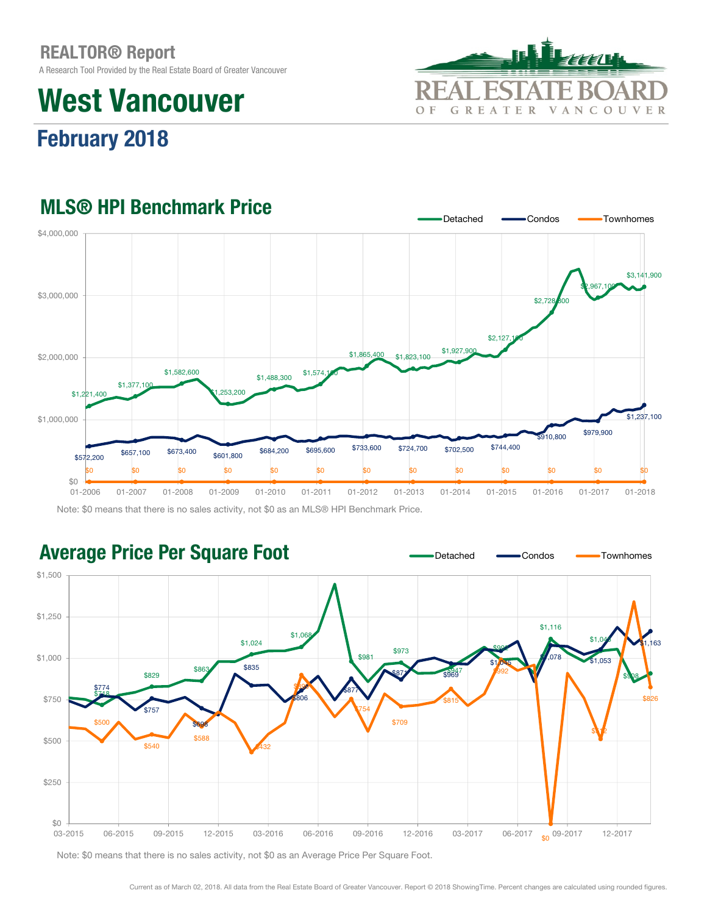REALTOR® Report

A Research Tool Provided by the Real Estate Board of Greater Vancouver

# West Vancouver

## February 2018

REAL ESTATE BOARD OF GREATER VANCOUVER

## MLS® HPI Benchmark Price

Detached — Condos — Townhomes

$4,000,000
$3,000,000
$2,000,000
$1,000,000
$0

01-2006 01-2007 01-2008 01-2009 01-2010 01-2011 01-2012 01-2013 01-2014 01-2015 01-2016 01-2017 01-2018

Detached: $1,221,400 $1,377,100 $1,582,600 $1,253,200 $1,488,300 $1,574,150 $1,865,400 $1,823,100 $1,927,900 $2,127,100 $2,728,800 $2,967,100 $3,141,900

Condos: $572,200 $657,100 $673,400 $601,800 $684,200 $695,600 $733,600 $724,700 $702,500 $744,400 $910,800 $979,900 $1,237,100

Townhomes: $0 $0 $0 $0 $0 $0 $0 $0 $0 $0 $0 $0 $0

Note: $0 means that there is no sales activity, not $0 as an MLS® HPI Benchmark Price.

## Average Price Per Square Foot

Detached — Condos — Townhomes

$1,500
$1,250
$1,000
$750
$500
$250
$0

03-2015 06-2015 09-2015 12-2015 03-2016 06-2016 09-2016 12-2016 03-2017 06-2017 09-2017 12-2017

Detached: $718 $829 $863 $1,024 $1,068 $981 $973 $947 $992 $1,116 $1,043 $908

Condos: $774 $757 $698 $835 $806 $877 $871 $969 $1,045 $1,078 $1,053 $1,163

Townhomes: $500 $540 $588 $432 $898 $754 $709 $815 $992 $0 $512 $826

Note: $0 means that there is no sales activity, not $0 as an Average Price Per Square Foot.

Current as of March 02, 2018. All data from the Real Estate Board of Greater Vancouver. Report © 2018 ShowingTime. Percent changes are calculated using rounded figures.